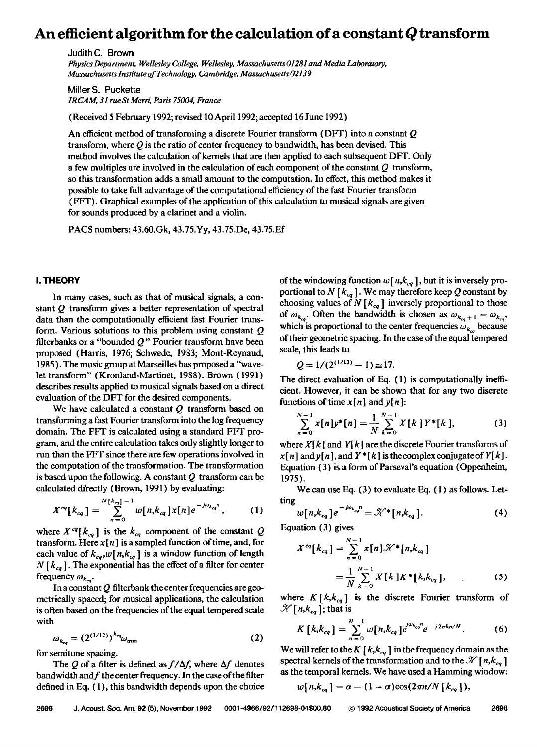# An efficient algorithm for the calculation of a constant $Q$ transform

Judith C. Brown

*Physics Department, Wellesley College, Wellesley, Massachusetts 01281 and Media Laboratory, Massachusetts Institute of Technology, Cambridge, Massachusetts 02139*

Miller S. Puckette

*IRCAM, 31 rue St Merri, Paris 75004, France*

(Received 5 February 1992; revised 10 April 1992; accepted 16 June 1992)

An efficient method of transforming a discrete Fourier transform (DFT) into a constant $Q$ transform, where $Q$ is the ratio of center frequency to bandwidth, has been devised. This method involves the calculation of kernels that are then applied to each subsequent DFT. Only a few multiples are involved in the calculation of each component of the constant $Q$ transform, so this transformation adds a small amount to the computation. In effect, this method makes it possible to take full advantage of the computational efficiency of the fast Fourier transform (FFT). Graphical examples of the application of this calculation to musical signals are given for sounds produced by a clarinet and a violin.

PACS numbers: 43.60.Gk, 43.75.Yy, 43.75.De, 43.75.Ef

## I. THEORY

In many cases, such as that of musical signals, a constant $Q$ transform gives a better representation of spectral data than the computationally efficient fast Fourier transform. Various solutions to this problem using constant $Q$ filterbanks or a "bounded $Q$" Fourier transform have been proposed (Harris, 1976; Schwede, 1983; Mont-Reynaud, 1985). The music group at Marseilles has proposed a "wavelet transform" (Kronland-Martinet, 1988). Brown (1991) describes results applied to musical signals based on a direct evaluation of the DFT for the desired components.

We have calculated a constant $Q$ transform based on transforming a fast Fourier transform into the log frequency domain. The FFT is calculated using a standard FFT program, and the entire calculation takes only slightly longer to run than the FFT since there are few operations involved in the computation of the transformation. The transformation is based upon the following. A constant $Q$ transform can be calculated directly (Brown, 1991) by evaluating:

$$X^{cq}[k_{cq}] = \sum_{n=0}^{N[k_{cq}]-1} w[n,k_{cq}]x[n]e^{-j\omega_{k_{cq}}n}, \tag{1}$$

where $X^{cq}[k_{cq}]$ is the $k_{cq}$ component of the constant $Q$ transform. Here $x[n]$ is a sampled function of time, and, for each value of $k_{cq}$, $w[n,k_{cq}]$ is a window function of length $N[k_{cq}]$. The exponential has the effect of a filter for center frequency $\omega_{k_{cq}}$.

In a constant $Q$ filterbank the center frequencies are geometrically spaced; for musical applications, the calculation is often based on the frequencies of the equal tempered scale with

$$\omega_{k_{cq}} = (2^{(1/12)})^{k_{cq}}\omega_{\min} \tag{2}$$

for semitone spacing.

The $Q$ of a filter is defined as $f/\Delta f$, where $\Delta f$ denotes bandwidth and $f$ the center frequency. In the case of the filter defined in Eq. (1), this bandwidth depends upon the choice of the windowing function $w[n,k_{cq}]$, but it is inversely proportional to $N[k_{cq}]$. We may therefore keep $Q$ constant by choosing values of $N[k_{cq}]$ inversely proportional to those of $\omega_{k_{cq}}$. Often the bandwidth is chosen as $\omega_{k_{cq}+1} - \omega_{k_{cq}}$, which is proportional to the center frequencies $\omega_{k_{cq}}$ because of their geometric spacing. In the case of the equal tempered scale, this leads to

$$Q = 1/(2^{(1/12)} - 1) \cong 17.$$

The direct evaluation of Eq. (1) is computationally inefficient. However, it can be shown that for any two discrete functions of time $x[n]$ and $y[n]$:

$$\sum_{n=0}^{N-1} x[n]y^*[n] = \frac{1}{N}\sum_{k=0}^{N-1} X[k]Y^*[k], \tag{3}$$

where $X[k]$ and $Y[k]$ are the discrete Fourier transforms of $x[n]$ and $y[n]$, and $Y^*[k]$ is the complex conjugate of $Y[k]$. Equation (3) is a form of Parseval's equation (Oppenheim, 1975).

We can use Eq. (3) to evaluate Eq. (1) as follows. Letting

$$w[n,k_{cq}]e^{-j\omega_{k_{cq}}n} = \mathcal{K}^*[n,k_{cq}]. \tag{4}$$

Equation (3) gives

$$\begin{aligned} X^{cq}[k_{cq}] &= \sum_{n=0}^{N-1} x[n]\mathcal{K}^*[n,k_{cq}] \\ &= \frac{1}{N}\sum_{k=0}^{N-1} X[k]K^*[k,k_{cq}], \end{aligned} \tag{5}$$

where $K[k,k_{cq}]$ is the discrete Fourier transform of $\mathcal{K}[n,k_{cq}]$; that is

$$K[k,k_{cq}] = \sum_{n=0}^{N-1} w[n,k_{cq}]e^{j\omega_{k_{cq}}n}e^{-j2\pi kn/N}. \tag{6}$$

We will refer to the $K[k,k_{cq}]$ in the frequency domain as the spectral kernels of the transformation and to the $\mathcal{K}[n,k_{cq}]$ as the temporal kernels. We have used a Hamming window:

$$w[n,k_{cq}] = \alpha - (1-\alpha)\cos(2\pi n/N[k_{cq}]),$$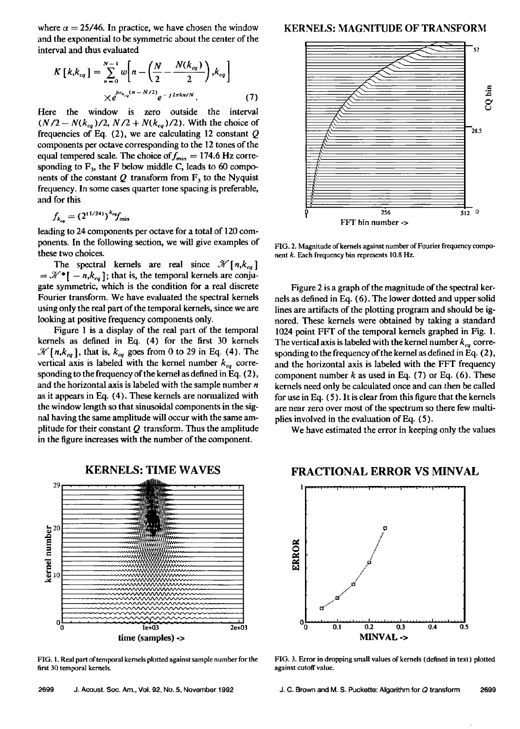where $\alpha = 25/46$. In practice, we have chosen the window and the exponential to be symmetric about the center of the interval and thus evaluated

$$K[k,k_{cq}] = \sum_{n=0}^{N-1} w\left[n - \left(\frac{N}{2} - \frac{N(k_{cq})}{2}\right), k_{cq}\right] \times e^{j\omega_{k_{cq}}(n - N/2)} e^{-j2\pi kn/N}. \quad (7)$$

Here the window is zero outside the interval $(N/2 - N(k_{cq})/2, N/2 + N(k_{cq})/2)$. With the choice of frequencies of Eq. (2), we are calculating 12 constant $Q$ components per octave corresponding to the 12 tones of the equal tempered scale. The choice of $f_{min} = 174.6$ Hz corresponding to $F_3$, the F below middle C, leads to 60 components of the constant $Q$ transform from $F_3$ to the Nyquist frequency. In some cases quarter tone spacing is preferable, and for this

$$f_{k_{cq}} = (2^{(1/24)})^{k_{cq}} f_{min}$$

leading to 24 components per octave for a total of 120 components. In the following section, we will give examples of these two choices.

The spectral kernels are real since $\mathscr{K}[n,k_{cq}] = \mathscr{K}^*[-n,k_{cq}]$; that is, the temporal kernels are conjugate symmetric, which is the condition for a real discrete Fourier transform. We have evaluated the spectral kernels using only the real part of the temporal kernels, since we are looking at positive frequency components only.

Figure 1 is a display of the real part of the temporal kernels as defined in Eq. (4) for the first 30 kernels $\mathscr{K}[n,k_{cq}]$, that is, $k_{cq}$ goes from 0 to 29 in Eq. (4). The vertical axis is labeled with the kernel number $k_{cq}$ corresponding to the frequency of the kernel as defined in Eq. (2), and the horizontal axis is labeled with the sample number $n$ as it appears in Eq. (4). These kernels are normalized with the window length so that sinusoidal components in the signal having the same amplitude will occur with the same amplitude for their constant $Q$ transform. Thus the amplitude in the figure increases with the number of the component.

FIG. 1. Real part of temporal kernels plotted against sample number for the first 30 temporal kernels.

FIG. 2. Magnitude of kernels against number of Fourier frequency component $k$. Each frequency bin represents 10.8 Hz.

Figure 2 is a graph of the magnitude of the spectral kernels as defined in Eq. (6). The lower dotted and upper solid lines are artifacts of the plotting program and should be ignored. These kernels were obtained by taking a standard 1024 point FFT of the temporal kernels graphed in Fig. 1. The vertical axis is labeled with the kernel number $k_{cq}$ corresponding to the frequency of the kernel as defined in Eq. (2), and the horizontal axis is labeled with the FFT frequency component number $k$ as used in Eq. (7) or Eq. (6). These kernels need only be calculated once and can then be called for use in Eq. (5). It is clear from this figure that the kernels are near zero over most of the spectrum so there few multiplies involved in the evaluation of Eq. (5).

We have estimated the error in keeping only the values

FIG. 3. Error in dropping small values of kernels (defined in text) plotted against cutoff value.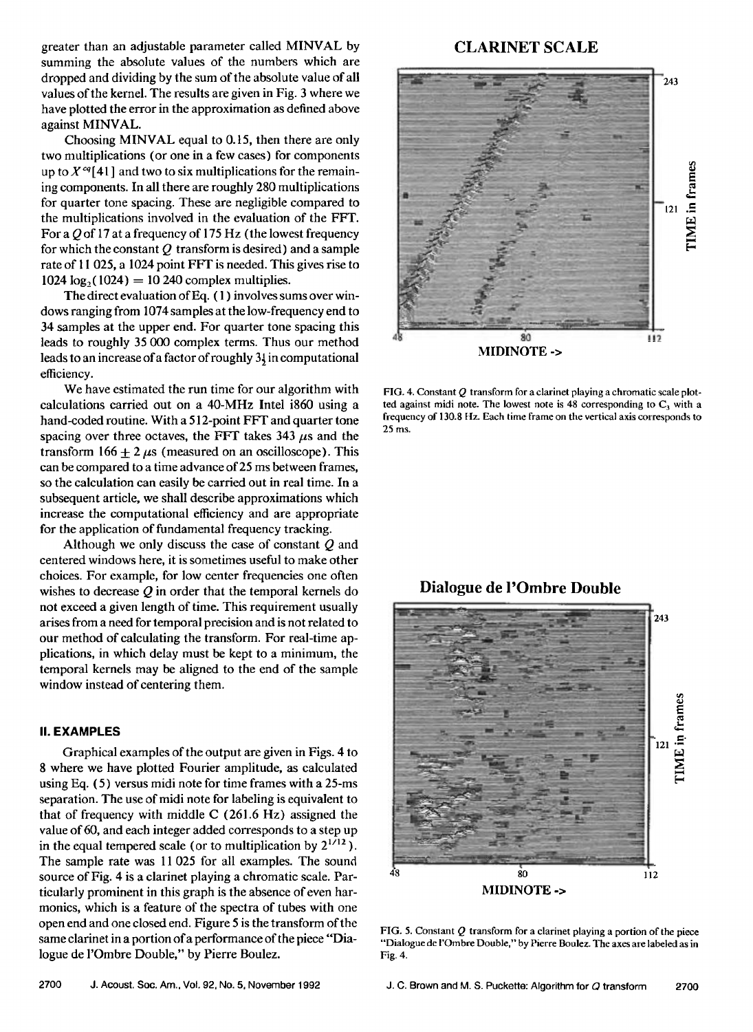greater than an adjustable parameter called MINVAL by summing the absolute values of the numbers which are dropped and dividing by the sum of the absolute value of all values of the kernel. The results are given in Fig. 3 where we have plotted the error in the approximation as defined above against MINVAL.

Choosing MINVAL equal to 0.15, then there are only two multiplications (or one in a few cases) for components up to $X^{cq}[41]$ and two to six multiplications for the remaining components. In all there are roughly 280 multiplications for quarter tone spacing. These are negligible compared to the multiplications involved in the evaluation of the FFT. For a $Q$ of 17 at a frequency of 175 Hz (the lowest frequency for which the constant $Q$ transform is desired) and a sample rate of 11 025, a 1024 point FFT is needed. This gives rise to $1024 \log_2(1024) = 10\,240$ complex multiplies.

The direct evaluation of Eq. (1) involves sums over windows ranging from 1074 samples at the low-frequency end to 34 samples at the upper end. For quarter tone spacing this leads to roughly 35 000 complex terms. Thus our method leads to an increase of a factor of roughly $3\frac{1}{2}$ in computational efficiency.

We have estimated the run time for our algorithm with calculations carried out on a 40-MHz Intel i860 using a hand-coded routine. With a 512-point FFT and quarter tone spacing over three octaves, the FFT takes 343 $\mu$s and the transform $166 \pm 2$ $\mu$s (measured on an oscilloscope). This can be compared to a time advance of 25 ms between frames, so the calculation can easily be carried out in real time. In a subsequent article, we shall describe approximations which increase the computational efficiency and are appropriate for the application of fundamental frequency tracking.

Although we only discuss the case of constant $Q$ and centered windows here, it is sometimes useful to make other choices. For example, for low center frequencies one often wishes to decrease $Q$ in order that the temporal kernels do not exceed a given length of time. This requirement usually arises from a need for temporal precision and is not related to our method of calculating the transform. For real-time applications, in which delay must be kept to a minimum, the temporal kernels may be aligned to the end of the sample window instead of centering them.

## II. EXAMPLES

Graphical examples of the output are given in Figs. 4 to 8 where we have plotted Fourier amplitude, as calculated using Eq. (5) versus midi note for time frames with a 25-ms separation. The use of midi note for labeling is equivalent to that of frequency with middle C (261.6 Hz) assigned the value of 60, and each integer added corresponds to a step up in the equal tempered scale (or to multiplication by $2^{1/12}$). The sample rate was 11 025 for all examples. The sound source of Fig. 4 is a clarinet playing a chromatic scale. Particularly prominent in this graph is the absence of even harmonics, which is a feature of the spectra of tubes with one open end and one closed end. Figure 5 is the transform of the same clarinet in a portion of a performance of the piece "Dialogue de l'Ombre Double," by Pierre Boulez.

**CLARINET SCALE**

FIG. 4. Constant $Q$ transform for a clarinet playing a chromatic scale plotted against midi note. The lowest note is 48 corresponding to $C_3$ with a frequency of 130.8 Hz. Each time frame on the vertical axis corresponds to 25 ms.

**Dialogue de l'Ombre Double**

FIG. 5. Constant $Q$ transform for a clarinet playing a portion of the piece "Dialogue de l'Ombre Double," by Pierre Boulez. The axes are labeled as in Fig. 4.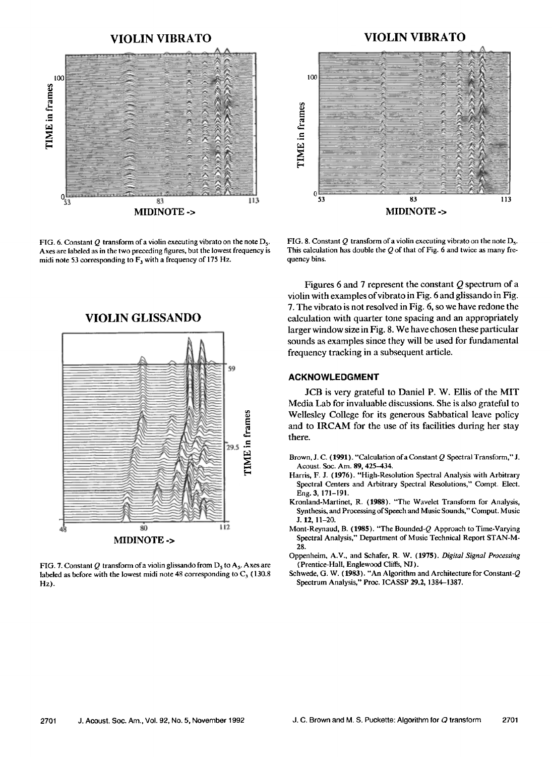VIOLIN VIBRATO

100

TIME in frames

0

53

83

113

MIDINOTE ->

FIG. 6. Constant $Q$ transform of a violin executing vibrato on the note $D_5$. Axes are labeled as in the two preceding figures, but the lowest frequency is midi note 53 corresponding to $F_3$ with a frequency of 175 Hz.

VIOLIN VIBRATO

100

TIME in frames

0

53

83

113

MIDINOTE ->

FIG. 8. Constant $Q$ transform of a violin executing vibrato on the note $D_5$. This calculation has double the $Q$ of that of Fig. 6 and twice as many frequency bins.

VIOLIN GLISSANDO

59

29.5

TIME in frames

48

80

112

MIDINOTE ->

FIG. 7. Constant $Q$ transform of a violin glissando from $D_5$ to $A_5$. Axes are labeled as before with the lowest midi note 48 corresponding to $C_3$ (130.8 Hz).

Figures 6 and 7 represent the constant $Q$ spectrum of a violin with examples of vibrato in Fig. 6 and glissando in Fig. 7. The vibrato is not resolved in Fig. 6, so we have redone the calculation with quarter tone spacing and an appropriately larger window size in Fig. 8. We have chosen these particular sounds as examples since they will be used for fundamental frequency tracking in a subsequent article.

## ACKNOWLEDGMENT

JCB is very grateful to Daniel P. W. Ellis of the MIT Media Lab for invaluable discussions. She is also grateful to Wellesley College for its generous Sabbatical leave policy and to IRCAM for the use of its facilities during her stay there.

Brown, J. C. (1991). "Calculation of a Constant $Q$ Spectral Transform," J. Acoust. Soc. Am. **89**, 425–434.

Harris, F. J. (1976). "High-Resolution Spectral Analysis with Arbitrary Spectral Centers and Arbitrary Spectral Resolutions," Compt. Elect. Eng. **3**, 171–191.

Kronland-Martinet, R. (1988). "The Wavelet Transform for Analysis, Synthesis, and Processing of Speech and Music Sounds," Comput. Music J. **12**, 11–20.

Mont-Reynaud, B. (1985). "The Bounded-$Q$ Approach to Time-Varying Spectral Analysis," Department of Music Technical Report STAN-M-28.

Oppenheim, A.V., and Schafer, R. W. (1975). *Digital Signal Processing* (Prentice-Hall, Englewood Cliffs, NJ).

Schwede, G. W. (1983). "An Algorithm and Architecture for Constant-$Q$ Spectrum Analysis," Proc. ICASSP **29.2**, 1384–1387.